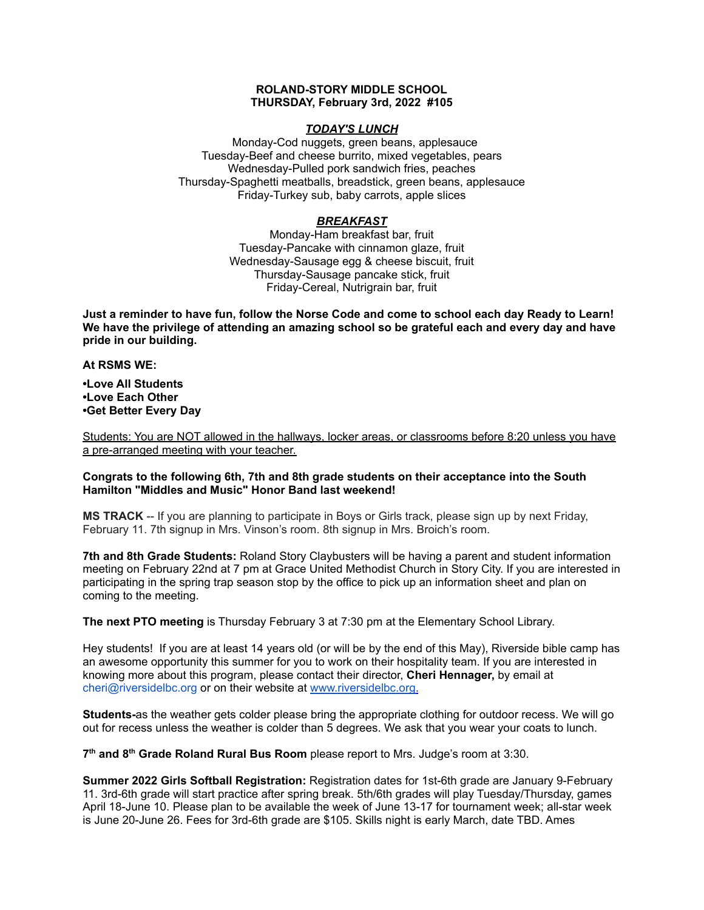**ROLAND-STORY MIDDLE SCHOOL**
**THURSDAY, February 3rd, 2022 #105**

***TODAY'S LUNCH***

Monday-Cod nuggets, green beans, applesauce
Tuesday-Beef and cheese burrito, mixed vegetables, pears
Wednesday-Pulled pork sandwich fries, peaches
Thursday-Spaghetti meatballs, breadstick, green beans, applesauce
Friday-Turkey sub, baby carrots, apple slices

***BREAKFAST***

Monday-Ham breakfast bar, fruit
Tuesday-Pancake with cinnamon glaze, fruit
Wednesday-Sausage egg & cheese biscuit, fruit
Thursday-Sausage pancake stick, fruit
Friday-Cereal, Nutrigrain bar, fruit

**Just a reminder to have fun, follow the Norse Code and come to school each day Ready to Learn! We have the privilege of attending an amazing school so be grateful each and every day and have pride in our building.**

**At RSMS WE:**

**•Love All Students**
**•Love Each Other**
**•Get Better Every Day**

Students: You are NOT allowed in the hallways, locker areas, or classrooms before 8:20 unless you have a pre-arranged meeting with your teacher.

**Congrats to the following 6th, 7th and 8th grade students on their acceptance into the South Hamilton "Middles and Music" Honor Band last weekend!**

**MS TRACK** -- If you are planning to participate in Boys or Girls track, please sign up by next Friday, February 11. 7th signup in Mrs. Vinson's room. 8th signup in Mrs. Broich's room.

**7th and 8th Grade Students:** Roland Story Claybusters will be having a parent and student information meeting on February 22nd at 7 pm at Grace United Methodist Church in Story City. If you are interested in participating in the spring trap season stop by the office to pick up an information sheet and plan on coming to the meeting.

**The next PTO meeting** is Thursday February 3 at 7:30 pm at the Elementary School Library.

Hey students! If you are at least 14 years old (or will be by the end of this May), Riverside bible camp has an awesome opportunity this summer for you to work on their hospitality team. If you are interested in knowing more about this program, please contact their director, **Cheri Hennager,** by email at cheri@riversidelbc.org or on their website at www.riversidelbc.org.

**Students-**as the weather gets colder please bring the appropriate clothing for outdoor recess. We will go out for recess unless the weather is colder than 5 degrees. We ask that you wear your coats to lunch.

**7th and 8th Grade Roland Rural Bus Room** please report to Mrs. Judge's room at 3:30.

**Summer 2022 Girls Softball Registration:** Registration dates for 1st-6th grade are January 9-February 11. 3rd-6th grade will start practice after spring break. 5th/6th grades will play Tuesday/Thursday, games April 18-June 10. Please plan to be available the week of June 13-17 for tournament week; all-star week is June 20-June 26. Fees for 3rd-6th grade are $105. Skills night is early March, date TBD. Ames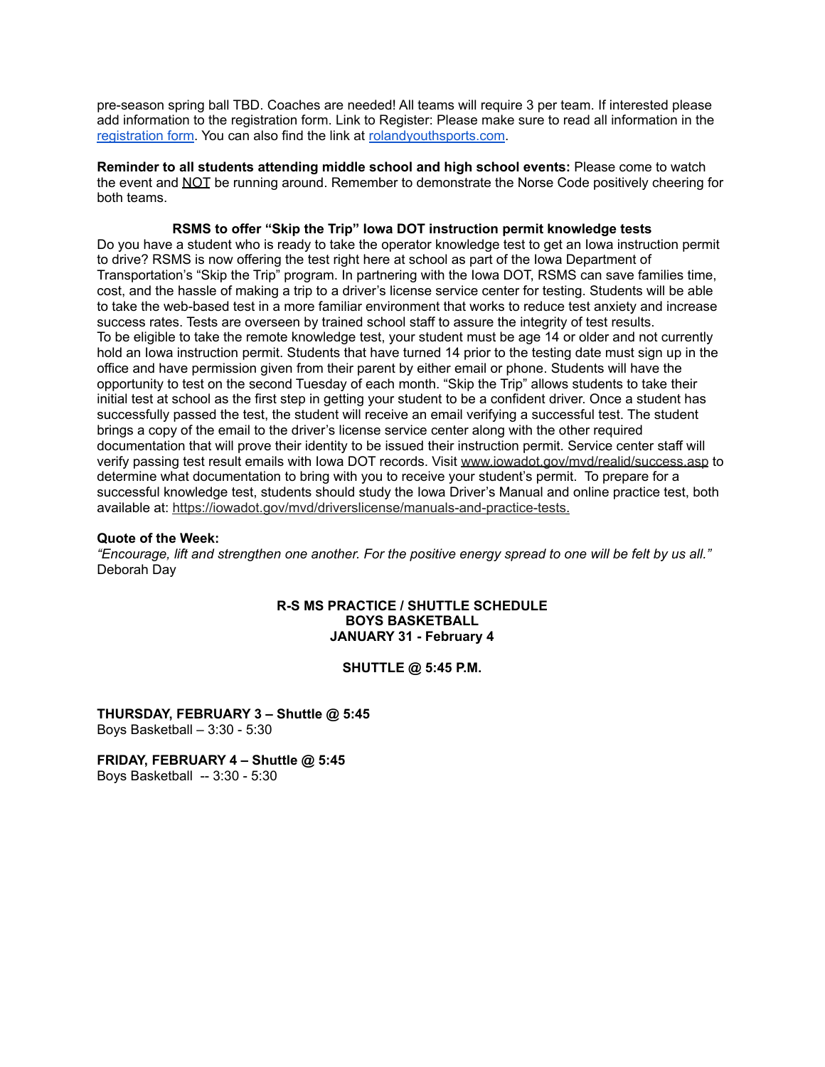pre-season spring ball TBD. Coaches are needed! All teams will require 3 per team. If interested please add information to the registration form. Link to Register: Please make sure to read all information in the [registration form](). You can also find the link at [rolandyouthsports.com]().

**Reminder to all students attending middle school and high school events:** Please come to watch the event and NOT be running around. Remember to demonstrate the Norse Code positively cheering for both teams.

**RSMS to offer "Skip the Trip" Iowa DOT instruction permit knowledge tests**

Do you have a student who is ready to take the operator knowledge test to get an Iowa instruction permit to drive? RSMS is now offering the test right here at school as part of the Iowa Department of Transportation's "Skip the Trip" program. In partnering with the Iowa DOT, RSMS can save families time, cost, and the hassle of making a trip to a driver's license service center for testing. Students will be able to take the web-based test in a more familiar environment that works to reduce test anxiety and increase success rates. Tests are overseen by trained school staff to assure the integrity of test results.
To be eligible to take the remote knowledge test, your student must be age 14 or older and not currently hold an Iowa instruction permit. Students that have turned 14 prior to the testing date must sign up in the office and have permission given from their parent by either email or phone. Students will have the opportunity to test on the second Tuesday of each month. "Skip the Trip" allows students to take their initial test at school as the first step in getting your student to be a confident driver. Once a student has successfully passed the test, the student will receive an email verifying a successful test. The student brings a copy of the email to the driver's license service center along with the other required documentation that will prove their identity to be issued their instruction permit. Service center staff will verify passing test result emails with Iowa DOT records. Visit www.iowadot.gov/mvd/realid/success.asp to determine what documentation to bring with you to receive your student's permit. To prepare for a successful knowledge test, students should study the Iowa Driver's Manual and online practice test, both available at: https://iowadot.gov/mvd/driverslicense/manuals-and-practice-tests.

**Quote of the Week:**
*"Encourage, lift and strengthen one another. For the positive energy spread to one will be felt by us all."*
Deborah Day

**R-S MS PRACTICE / SHUTTLE SCHEDULE**
**BOYS BASKETBALL**
**JANUARY 31 - February 4**

**SHUTTLE @ 5:45 P.M.**

**THURSDAY, FEBRUARY 3 – Shuttle @ 5:45**
Boys Basketball – 3:30 - 5:30

**FRIDAY, FEBRUARY 4 – Shuttle @ 5:45**
Boys Basketball -- 3:30 - 5:30